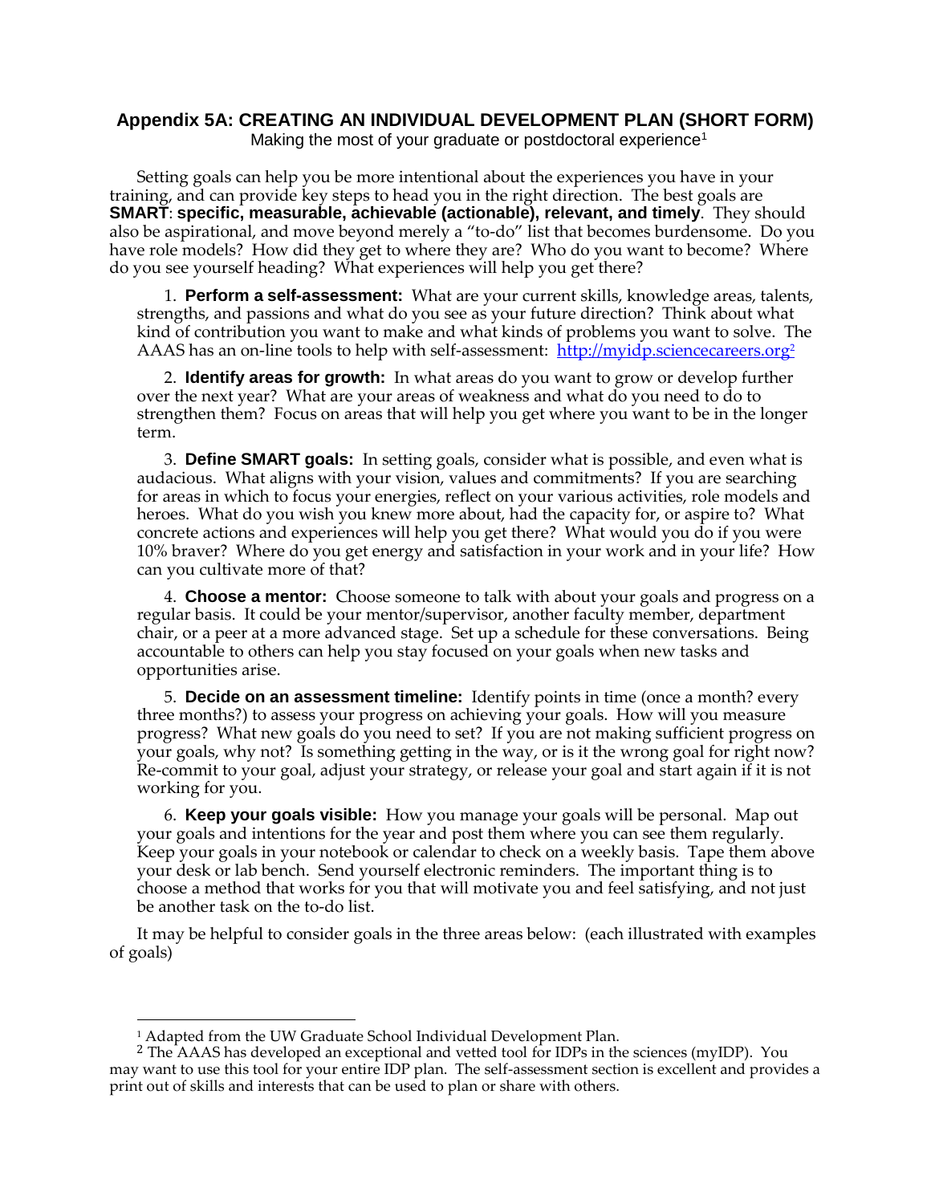## Appendix 5A: CREATING AN INDIVIDUAL DEVELOPMENT PLAN (SHORT FORM)

Making the most of your graduate or postdoctoral experience[1]

Setting goals can help you be more intentional about the experiences you have in your training, and can provide key steps to head you in the right direction. The best goals are **SMART**: **specific, measurable, achievable (actionable), relevant, and timely**. They should also be aspirational, and move beyond merely a "to-do" list that becomes burdensome. Do you have role models? How did they get to where they are? Who do you want to become? Where do you see yourself heading? What experiences will help you get there?

1. **Perform a self-assessment:** What are your current skills, knowledge areas, talents, strengths, and passions and what do you see as your future direction? Think about what kind of contribution you want to make and what kinds of problems you want to solve. The AAAS has an on-line tools to help with self-assessment: http://myidp.sciencecareers.org[2]

2. **Identify areas for growth:** In what areas do you want to grow or develop further over the next year? What are your areas of weakness and what do you need to do to strengthen them? Focus on areas that will help you get where you want to be in the longer term.

3. **Define SMART goals:** In setting goals, consider what is possible, and even what is audacious. What aligns with your vision, values and commitments? If you are searching for areas in which to focus your energies, reflect on your various activities, role models and heroes. What do you wish you knew more about, had the capacity for, or aspire to? What concrete actions and experiences will help you get there? What would you do if you were 10% braver? Where do you get energy and satisfaction in your work and in your life? How can you cultivate more of that?

4. **Choose a mentor:** Choose someone to talk with about your goals and progress on a regular basis. It could be your mentor/supervisor, another faculty member, department chair, or a peer at a more advanced stage. Set up a schedule for these conversations. Being accountable to others can help you stay focused on your goals when new tasks and opportunities arise.

5. **Decide on an assessment timeline:** Identify points in time (once a month? every three months?) to assess your progress on achieving your goals. How will you measure progress? What new goals do you need to set? If you are not making sufficient progress on your goals, why not? Is something getting in the way, or is it the wrong goal for right now? Re-commit to your goal, adjust your strategy, or release your goal and start again if it is not working for you.

6. **Keep your goals visible:** How you manage your goals will be personal. Map out your goals and intentions for the year and post them where you can see them regularly. Keep your goals in your notebook or calendar to check on a weekly basis. Tape them above your desk or lab bench. Send yourself electronic reminders. The important thing is to choose a method that works for you that will motivate you and feel satisfying, and not just be another task on the to-do list.

It may be helpful to consider goals in the three areas below: (each illustrated with examples of goals)

---

[1] Adapted from the UW Graduate School Individual Development Plan.

[2] The AAAS has developed an exceptional and vetted tool for IDPs in the sciences (myIDP). You may want to use this tool for your entire IDP plan. The self-assessment section is excellent and provides a print out of skills and interests that can be used to plan or share with others.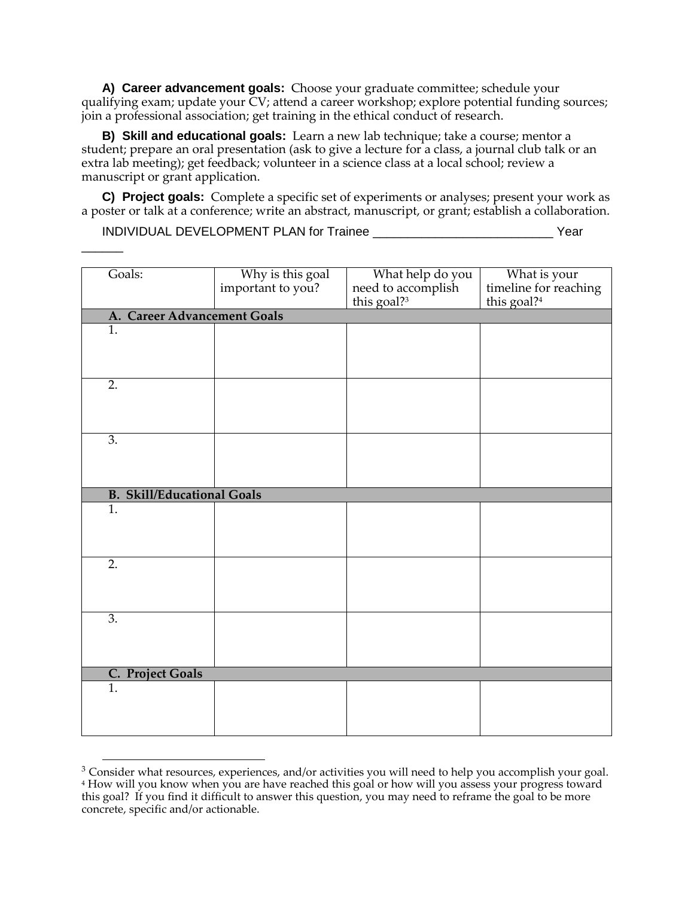**A) Career advancement goals:** Choose your graduate committee; schedule your qualifying exam; update your CV; attend a career workshop; explore potential funding sources; join a professional association; get training in the ethical conduct of research.

**B) Skill and educational goals:** Learn a new lab technique; take a course; mentor a student; prepare an oral presentation (ask to give a lecture for a class, a journal club talk or an extra lab meeting); get feedback; volunteer in a science class at a local school; review a manuscript or grant application.

**C) Project goals:** Complete a specific set of experiments or analyses; present your work as a poster or talk at a conference; write an abstract, manuscript, or grant; establish a collaboration.

INDIVIDUAL DEVELOPMENT PLAN for Trainee ___________________________ Year ______

| Goals: | Why is this goal important to you? | What help do you need to accomplish this goal?[3] | What is your timeline for reaching this goal?[4] |
|---|---|---|---|
| **A. Career Advancement Goals** | | | |
| 1. | | | |
| 2. | | | |
| 3. | | | |
| **B. Skill/Educational Goals** | | | |
| 1. | | | |
| 2. | | | |
| 3. | | | |
| **C. Project Goals** | | | |
| 1. | | | |

[3] Consider what resources, experiences, and/or activities you will need to help you accomplish your goal.

[4] How will you know when you are have reached this goal or how will you assess your progress toward this goal? If you find it difficult to answer this question, you may need to reframe the goal to be more concrete, specific and/or actionable.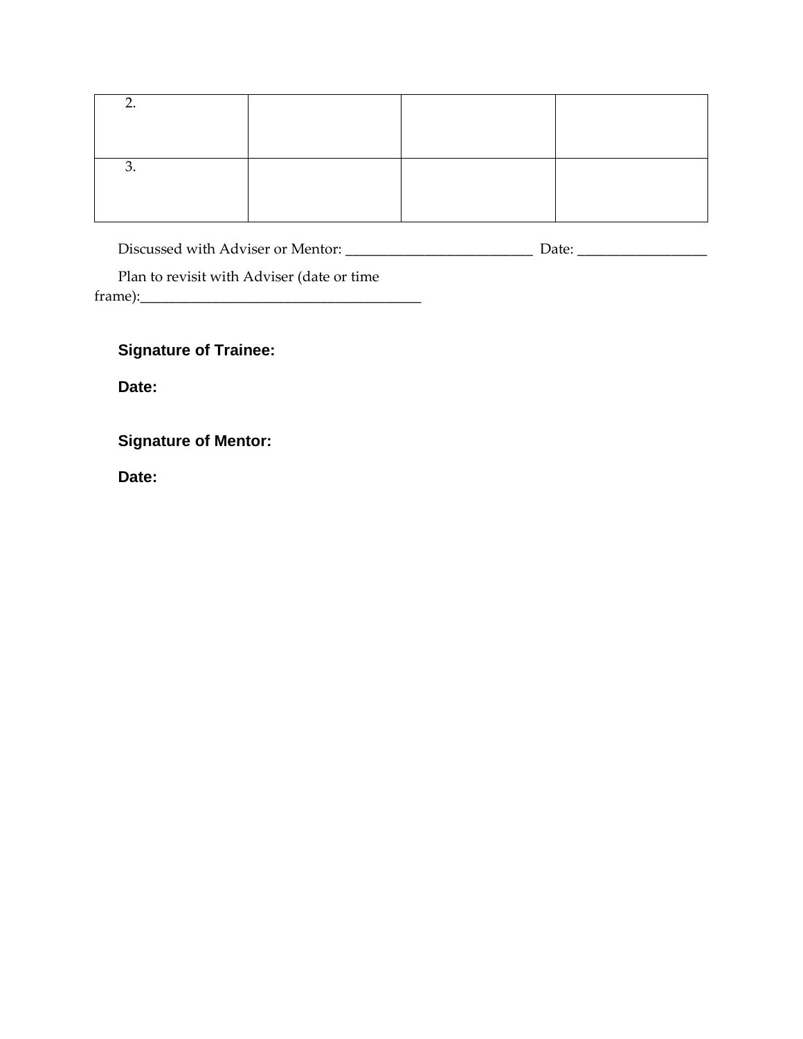| | | | |
|---|---|---|---|
| 2. | | | |
| 3. | | | |

Discussed with Adviser or Mentor: __________________________ Date: _________________

Plan to revisit with Adviser (date or time frame):_______________________________________

**Signature of Trainee:**

**Date:**

**Signature of Mentor:**

**Date:**